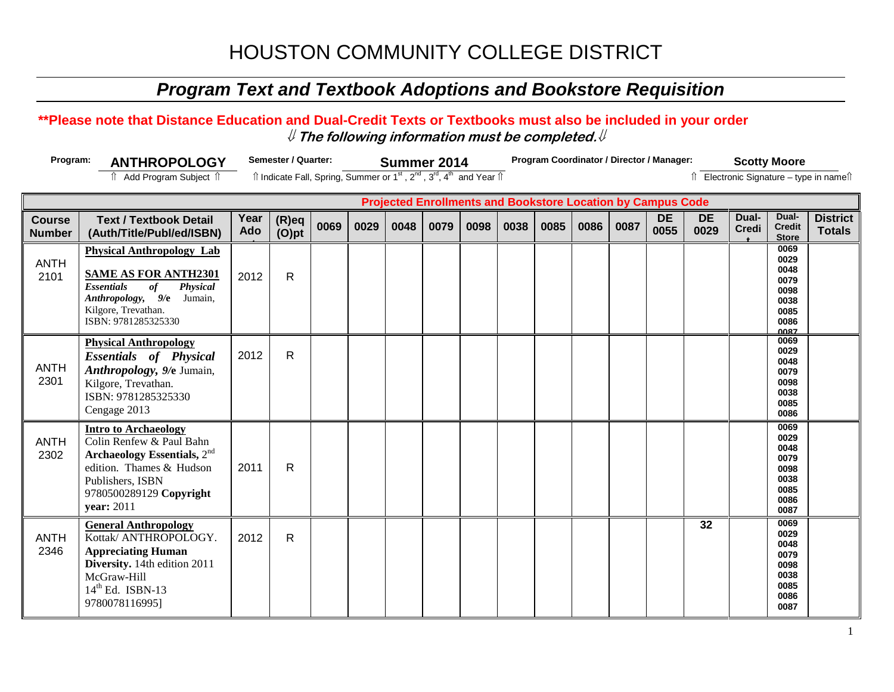# HOUSTON COMMUNITY COLLEGE DISTRICT

## *Program Text and Textbook Adoptions and Bookstore Requisition*

**\*\*Please note that Distance Education and Dual-Credit Texts or Textbooks must also be included in your order**

**⇓ *The following information must be completed.* ⇓**

**Program:** **ANTHROPOLOGY**
⇑ Add Program Subject ⇑

**Semester / Quarter:** **Summer 2014**
⇑ Indicate Fall, Spring, Summer or 1st, 2nd, 3rd, 4th and Year ⇑

**Program Coordinator / Director / Manager:** **Scotty Moore**
⇑ Electronic Signature – type in name⇑

| | | | | Projected Enrollments and Bookstore Location by Campus Code | | | | | | | | | | | | | |
|---|---|---|---|---|---|---|---|---|---|---|---|---|---|---|---|---|---|
| **Course Number** | **Text / Textbook Detail (Auth/Title/Publ/ed/ISBN)** | **Year Ado** | **(R)eq (O)pt** | **0069** | **0029** | **0048** | **0079** | **0098** | **0038** | **0085** | **0086** | **0087** | **DE 0055** | **DE 0029** | **Dual-Credit** | **Dual-Credit Store** | **District Totals** |
| ANTH 2101 | **Physical Anthropology Lab** **SAME AS FOR ANTH2301** ***Essentials of Physical Anthropology, 9/e*** Jumain, Kilgore, Trevathan. ISBN: 9781285325330 | 2012 | R | | | | | | | | | | | | | 0069 0029 0048 0079 0098 0038 0085 0086 0087 | |
| ANTH 2301 | **Physical Anthropology** ***Essentials of Physical Anthropology, 9/e*** Jumain, Kilgore, Trevathan. ISBN: 9781285325330 Cengage 2013 | 2012 | R | | | | | | | | | | | | | 0069 0029 0048 0079 0098 0038 0085 0086 | |
| ANTH 2302 | **Intro to Archaeology** Colin Renfew & Paul Bahn **Archaeology Essentials,** 2nd edition. Thames & Hudson Publishers, ISBN 9780500289129 **Copyright year:** 2011 | 2011 | R | | | | | | | | | | | | | 0069 0029 0048 0079 0098 0038 0085 0086 0087 | |
| ANTH 2346 | **General Anthropology** Kottak/ ANTHROPOLOGY. **Appreciating Human Diversity.** 14th edition 2011 McGraw-Hill 14th Ed. ISBN-13 9780078116995] | 2012 | R | | | | | | | | | | | 32 | | 0069 0029 0048 0079 0098 0038 0085 0086 0087 | |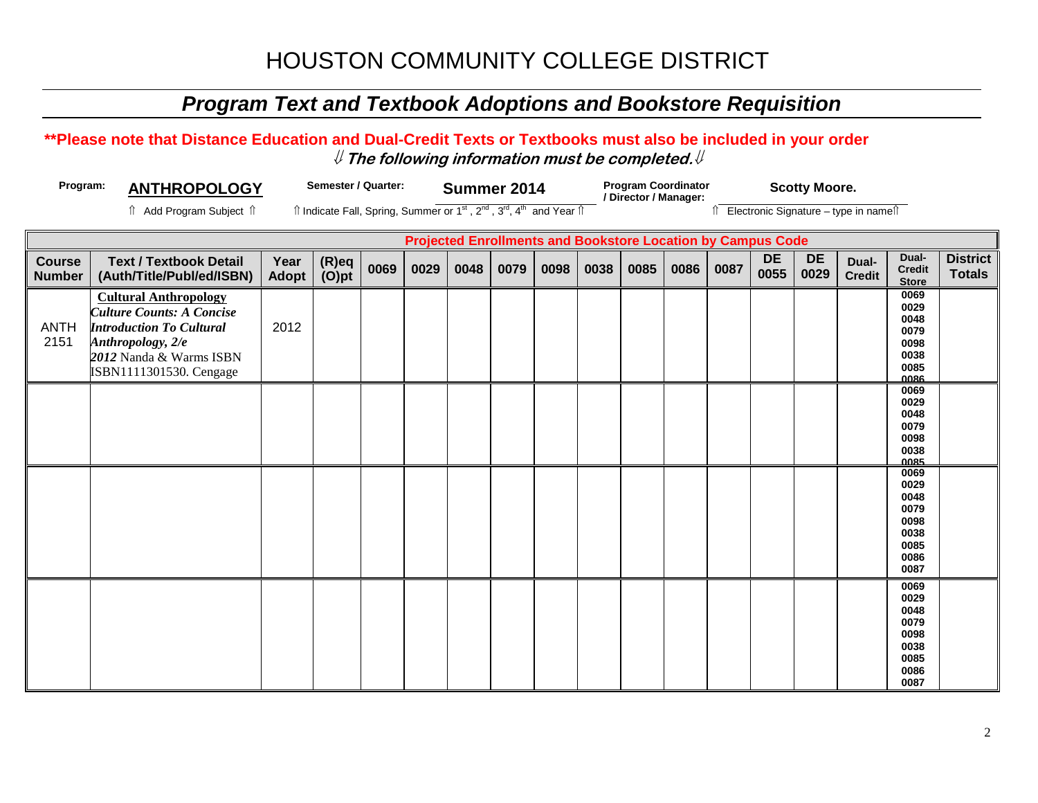# HOUSTON COMMUNITY COLLEGE DISTRICT

## *Program Text and Textbook Adoptions and Bookstore Requisition*

**\*\*Please note that Distance Education and Dual-Credit Texts or Textbooks must also be included in your order**

⇓ ***The following information must be completed.*** ⇓

**Program:** **ANTHROPOLOGY** ⇑ Add Program Subject ⇑

**Semester / Quarter:** **Summer 2014** ⇑ Indicate Fall, Spring, Summer or 1st, 2nd, 3rd, 4th and Year ⇑

**Program Coordinator / Director / Manager:** **Scotty Moore.** ⇑ Electronic Signature – type in name ⇑

| Course Number | Text / Textbook Detail (Auth/Title/Publ/ed/ISBN) | Year Adopt | (R)eq (O)pt | Projected Enrollments and Bookstore Location by Campus Code | | | | | | | | | | | | Dual-Credit Store | District Totals |
|---|---|---|---|---|---|---|---|---|---|---|---|---|---|---|---|---|---|
| | | | | 0069 | 0029 | 0048 | 0079 | 0098 | 0038 | 0085 | 0086 | 0087 | DE 0055 | DE 0029 | Dual-Credit | | |
| ANTH 2151 | **Cultural Anthropology** *Culture Counts: A Concise Introduction To Cultural Anthropology, 2/e* *2012* Nanda & Warms ISBN ISBN1111301530. Cengage | 2012 | | | | | | | | | | | | | | 0069 0029 0048 0079 0098 0038 0085 0086 | |
| | | | | | | | | | | | | | | | | 0069 0029 0048 0079 0098 0038 0085 | |
| | | | | | | | | | | | | | | | | 0069 0029 0048 0079 0098 0038 0085 0086 0087 | |
| | | | | | | | | | | | | | | | | 0069 0029 0048 0079 0098 0038 0085 0086 0087 | |